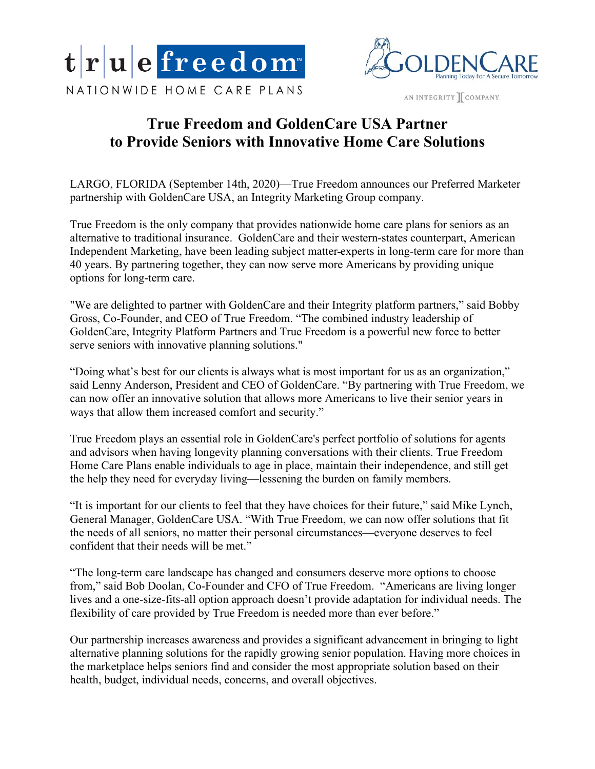true freedom™

NATIONWIDE HOME CARE PLANS

GOLDENCARE
Planning Today For A Secure Tomorrow

AN INTEGRITY COMPANY

# True Freedom and GoldenCare USA Partner to Provide Seniors with Innovative Home Care Solutions

LARGO, FLORIDA (September 14th, 2020)—True Freedom announces our Preferred Marketer partnership with GoldenCare USA, an Integrity Marketing Group company.

True Freedom is the only company that provides nationwide home care plans for seniors as an alternative to traditional insurance. GoldenCare and their western-states counterpart, American Independent Marketing, have been leading subject matter-experts in long-term care for more than 40 years. By partnering together, they can now serve more Americans by providing unique options for long-term care.

"We are delighted to partner with GoldenCare and their Integrity platform partners," said Bobby Gross, Co-Founder, and CEO of True Freedom. "The combined industry leadership of GoldenCare, Integrity Platform Partners and True Freedom is a powerful new force to better serve seniors with innovative planning solutions."

"Doing what's best for our clients is always what is most important for us as an organization," said Lenny Anderson, President and CEO of GoldenCare. "By partnering with True Freedom, we can now offer an innovative solution that allows more Americans to live their senior years in ways that allow them increased comfort and security."

True Freedom plays an essential role in GoldenCare's perfect portfolio of solutions for agents and advisors when having longevity planning conversations with their clients. True Freedom Home Care Plans enable individuals to age in place, maintain their independence, and still get the help they need for everyday living—lessening the burden on family members.

"It is important for our clients to feel that they have choices for their future," said Mike Lynch, General Manager, GoldenCare USA. "With True Freedom, we can now offer solutions that fit the needs of all seniors, no matter their personal circumstances—everyone deserves to feel confident that their needs will be met."

"The long-term care landscape has changed and consumers deserve more options to choose from," said Bob Doolan, Co-Founder and CFO of True Freedom. "Americans are living longer lives and a one-size-fits-all option approach doesn't provide adaptation for individual needs. The flexibility of care provided by True Freedom is needed more than ever before."

Our partnership increases awareness and provides a significant advancement in bringing to light alternative planning solutions for the rapidly growing senior population. Having more choices in the marketplace helps seniors find and consider the most appropriate solution based on their health, budget, individual needs, concerns, and overall objectives.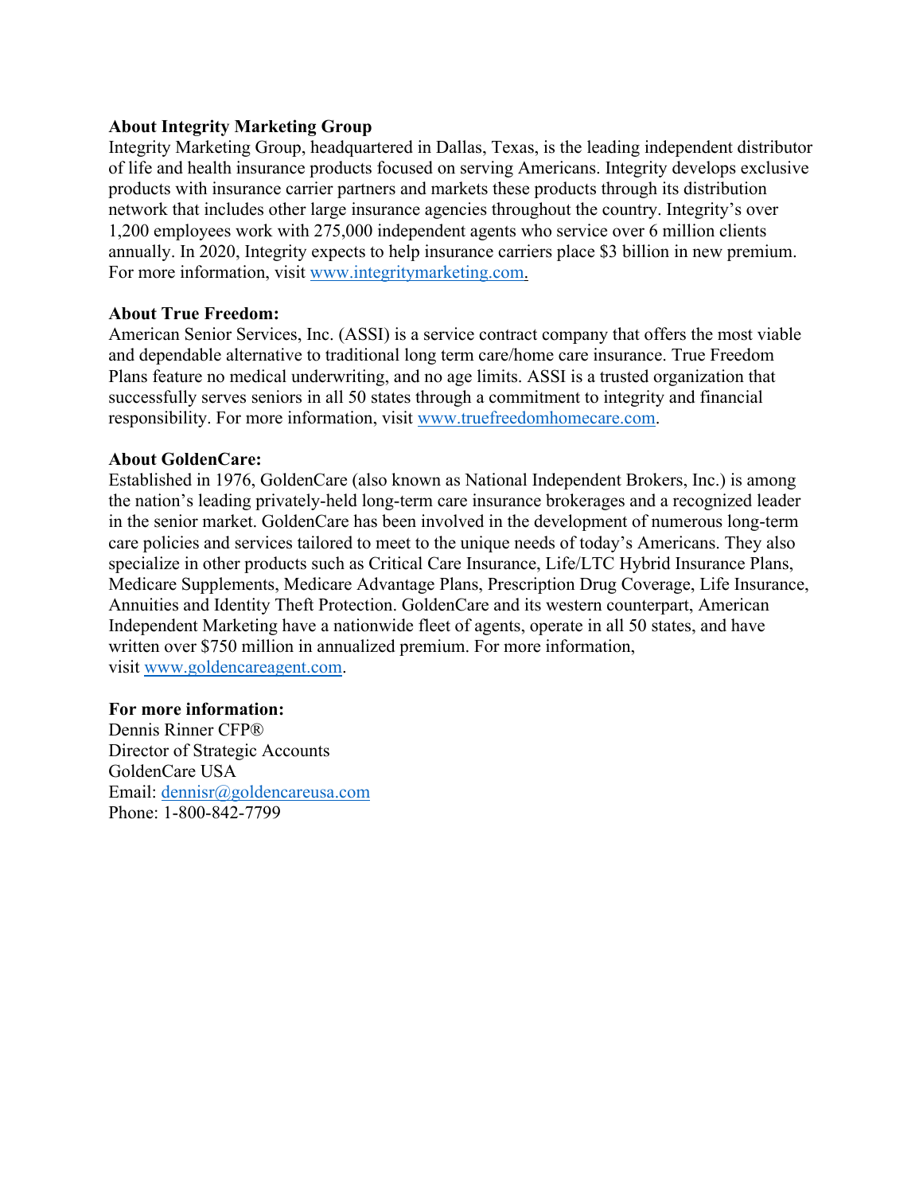**About Integrity Marketing Group**

Integrity Marketing Group, headquartered in Dallas, Texas, is the leading independent distributor of life and health insurance products focused on serving Americans. Integrity develops exclusive products with insurance carrier partners and markets these products through its distribution network that includes other large insurance agencies throughout the country. Integrity's over 1,200 employees work with 275,000 independent agents who service over 6 million clients annually. In 2020, Integrity expects to help insurance carriers place $3 billion in new premium. For more information, visit www.integritymarketing.com.

**About True Freedom:**

American Senior Services, Inc. (ASSI) is a service contract company that offers the most viable and dependable alternative to traditional long term care/home care insurance. True Freedom Plans feature no medical underwriting, and no age limits. ASSI is a trusted organization that successfully serves seniors in all 50 states through a commitment to integrity and financial responsibility. For more information, visit www.truefreedomhomecare.com.

**About GoldenCare:**

Established in 1976, GoldenCare (also known as National Independent Brokers, Inc.) is among the nation's leading privately-held long-term care insurance brokerages and a recognized leader in the senior market. GoldenCare has been involved in the development of numerous long-term care policies and services tailored to meet to the unique needs of today's Americans. They also specialize in other products such as Critical Care Insurance, Life/LTC Hybrid Insurance Plans, Medicare Supplements, Medicare Advantage Plans, Prescription Drug Coverage, Life Insurance, Annuities and Identity Theft Protection. GoldenCare and its western counterpart, American Independent Marketing have a nationwide fleet of agents, operate in all 50 states, and have written over $750 million in annualized premium. For more information, visit www.goldencareagent.com.

**For more information:**

Dennis Rinner CFP®
Director of Strategic Accounts
GoldenCare USA
Email: dennisr@goldencareusa.com
Phone: 1-800-842-7799